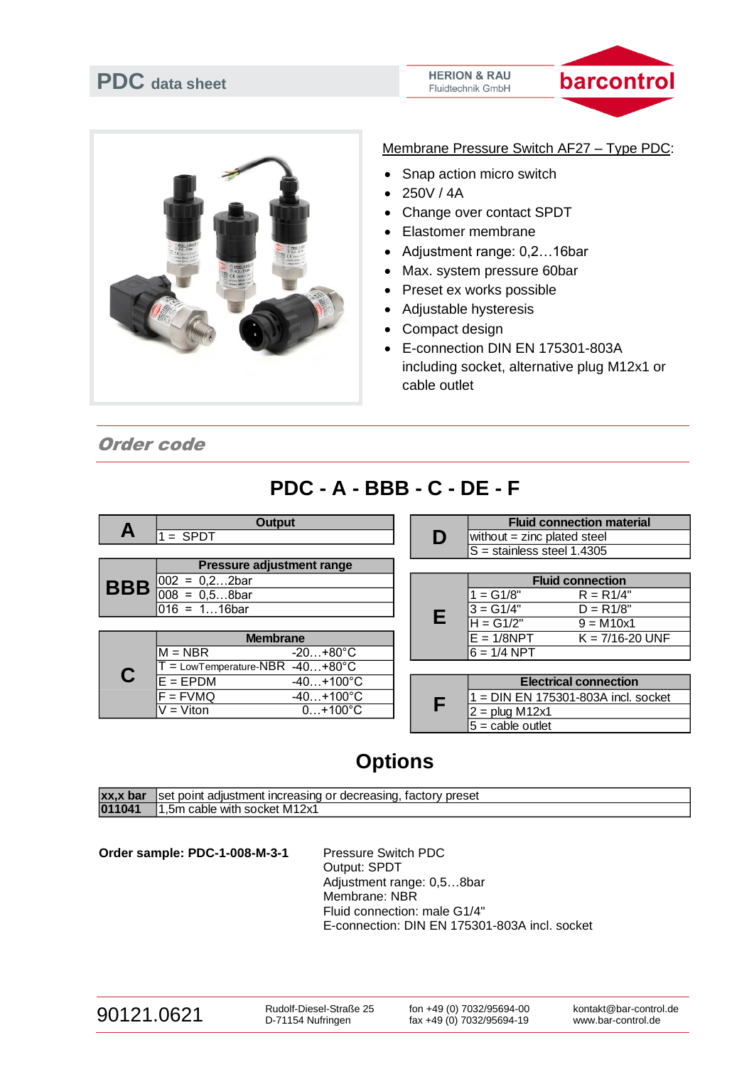# PDC data sheet

HERION & RAU Fluidtechnik GmbH

barcontrol

Membrane Pressure Switch AF27 – Type PDC:

- Snap action micro switch
- 250V / 4A
- Change over contact SPDT
- Elastomer membrane
- Adjustment range: 0,2…16bar
- Max. system pressure 60bar
- Preset ex works possible
- Adjustable hysteresis
- Compact design
- E-connection DIN EN 175301-803A including socket, alternative plug M12x1 or cable outlet

## Order code

# PDC - A - BBB - C - DE - F

| A | Output |
|---|---|
| | 1 = SPDT |

| BBB | Pressure adjustment range |
|---|---|
| | 002 = 0,2…2bar |
| | 008 = 0,5…8bar |
| | 016 = 1…16bar |

| C | Membrane | |
|---|---|---|
| | M = NBR | -20…+80°C |
| | T = LowTemperature-NBR | -40…+80°C |
| | E = EPDM | -40…+100°C |
| | F = FVMQ | -40…+100°C |
| | V = Viton | 0…+100°C |

| D | Fluid connection material |
|---|---|
| | without = zinc plated steel |
| | S = stainless steel 1.4305 |

| E | Fluid connection | |
|---|---|---|
| | 1 = G1/8" | R = R1/4" |
| | 3 = G1/4" | D = R1/8" |
| | H = G1/2" | 9 = M10x1 |
| | E = 1/8NPT | K = 7/16-20 UNF |
| | 6 = 1/4 NPT | |

| F | Electrical connection |
|---|---|
| | 1 = DIN EN 175301-803A incl. socket |
| | 2 = plug M12x1 |
| | 5 = cable outlet |

## Options

| | |
|---|---|
| **xx,x bar** | set point adjustment increasing or decreasing, factory preset |
| **011041** | 1,5m cable with socket M12x1 |

**Order sample: PDC-1-008-M-3-1**

Pressure Switch PDC
Output: SPDT
Adjustment range: 0,5…8bar
Membrane: NBR
Fluid connection: male G1/4"
E-connection: DIN EN 175301-803A incl. socket

90121.0621 | Rudolf-Diesel-Straße 25, D-71154 Nufringen | fon +49 (0) 7032/95694-00, fax +49 (0) 7032/95694-19 | kontakt@bar-control.de, www.bar-control.de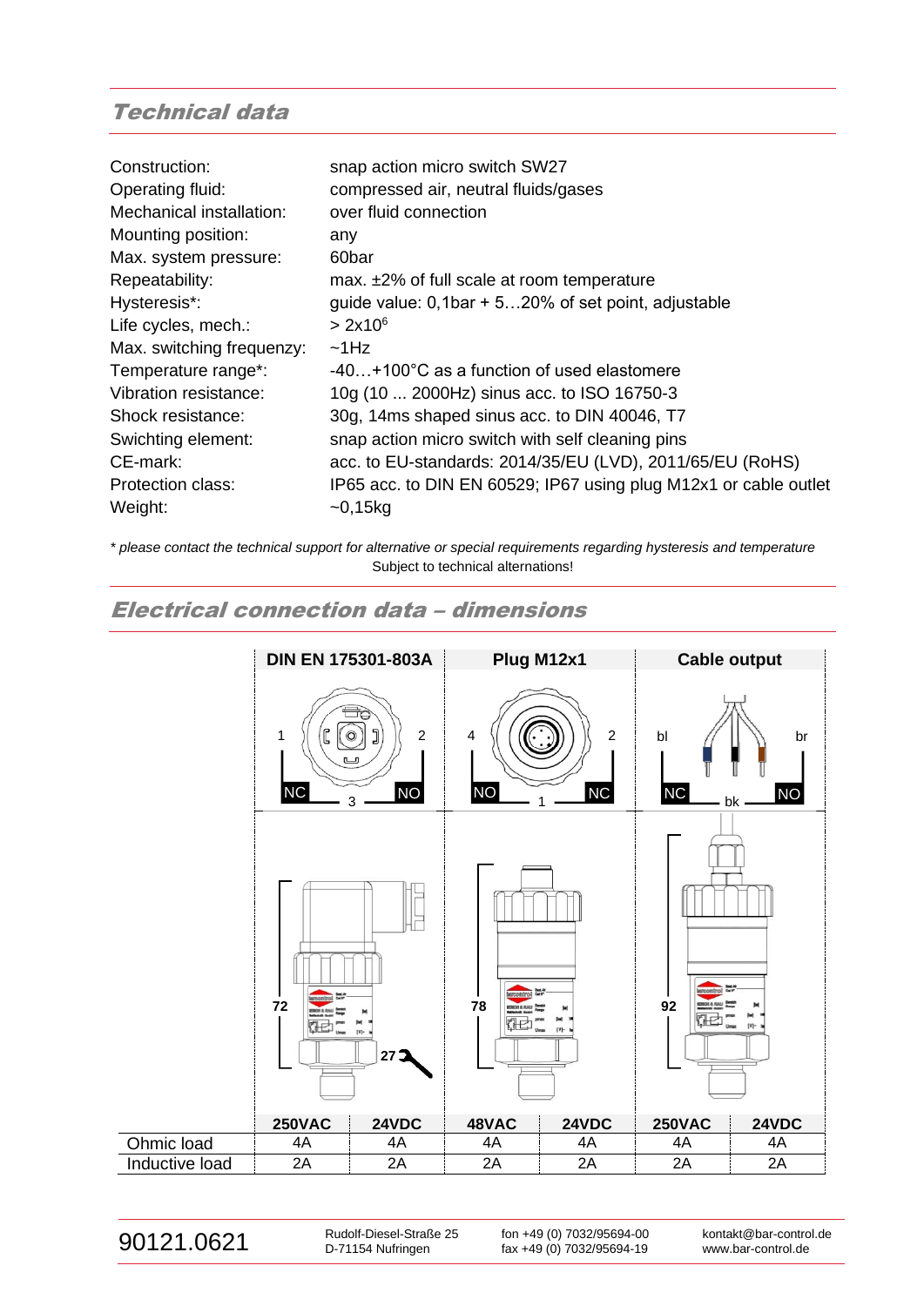## *Technical data*

| | |
|---|---|
| Construction: | snap action micro switch SW27 |
| Operating fluid: | compressed air, neutral fluids/gases |
| Mechanical installation: | over fluid connection |
| Mounting position: | any |
| Max. system pressure: | 60bar |
| Repeatability: | max. ±2% of full scale at room temperature |
| Hysteresis*: | guide value: 0,1bar + 5…20% of set point, adjustable |
| Life cycles, mech.: | > $2x10^6$ |
| Max. switching frequenzy: | ~1Hz |
| Temperature range*: | -40…+100°C as a function of used elastomere |
| Vibration resistance: | 10g (10 ... 2000Hz) sinus acc. to ISO 16750-3 |
| Shock resistance: | 30g, 14ms shaped sinus acc. to DIN 40046, T7 |
| Swichting element: | snap action micro switch with self cleaning pins |
| CE-mark: | acc. to EU-standards: 2014/35/EU (LVD), 2011/65/EU (RoHS) |
| Protection class: | IP65 acc. to DIN EN 60529; IP67 using plug M12x1 or cable outlet |
| Weight: | ~0,15kg |

*\* please contact the technical support for alternative or special requirements regarding hysteresis and temperature*

Subject to technical alternations!

## *Electrical connection data – dimensions*

| | DIN EN 175301-803A | | Plug M12x1 | | Cable output | |
|---|---|---|---|---|---|---|
| | 1 NC, 3, 2 NO | | 4 NO, 1, 2 NC | | bl NC, bk, br NO | |
| | 72 / 27 | | 78 | | 92 | |
| | 250VAC | 24VDC | 48VAC | 24VDC | 250VAC | 24VDC |
| Ohmic load | 4A | 4A | 4A | 4A | 4A | 4A |
| Inductive load | 2A | 2A | 2A | 2A | 2A | 2A |

90121.0621

Rudolf-Diesel-Straße 25
D-71154 Nufringen

fon +49 (0) 7032/95694-00
fax +49 (0) 7032/95694-19

kontakt@bar-control.de
www.bar-control.de